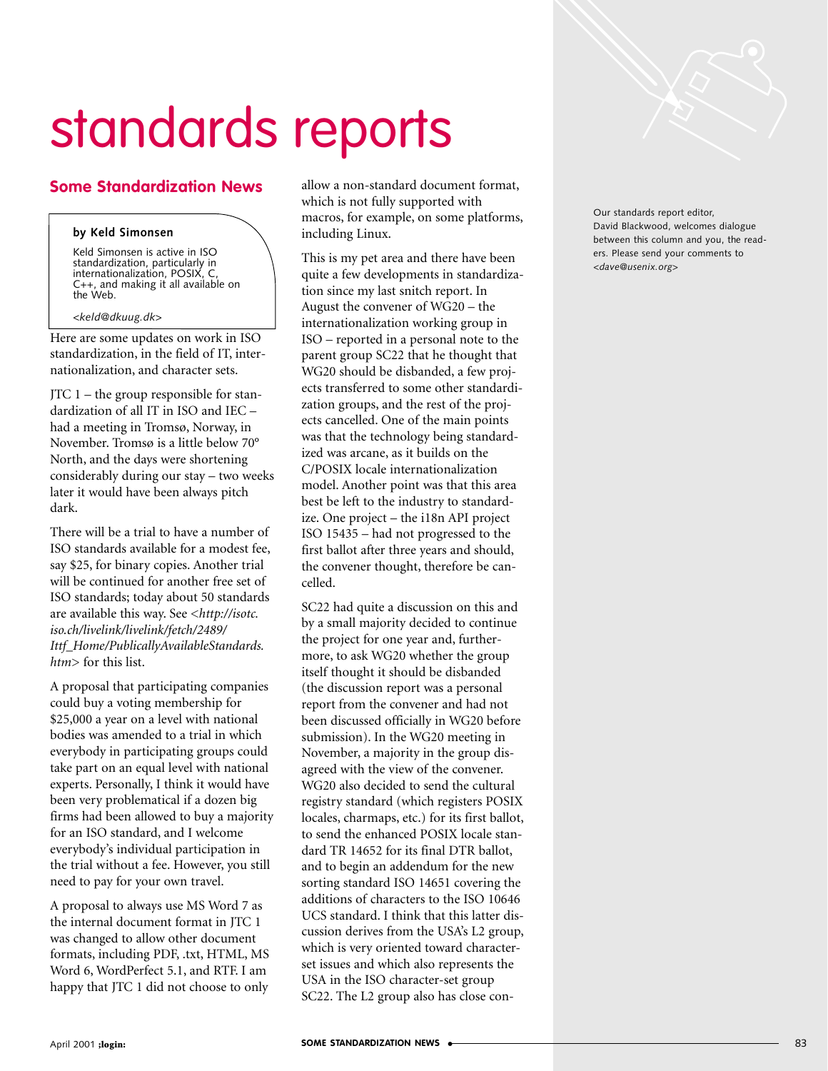# standards reports

## Some Standardization News

**by Keld Simonsen**

Keld Simonsen is active in ISO standardization, particularly in internationalization, POSIX, C, C++, and making it all available on the Web.

*<keld@dkuug.dk>*

Here are some updates on work in ISO standardization, in the field of IT, internationalization, and character sets.

JTC 1 – the group responsible for standardization of all IT in ISO and IEC – had a meeting in Tromsø, Norway, in November. Tromsø is a little below 70° North, and the days were shortening considerably during our stay – two weeks later it would have been always pitch dark.

There will be a trial to have a number of ISO standards available for a modest fee, say $25, for binary copies. Another trial will be continued for another free set of ISO standards; today about 50 standards are available this way. See <*http://isotc.iso.ch/livelink/livelink/fetch/2489/Ittf_Home/PublicallyAvailableStandards.htm*> for this list.

A proposal that participating companies could buy a voting membership for $25,000 a year on a level with national bodies was amended to a trial in which everybody in participating groups could take part on an equal level with national experts. Personally, I think it would have been very problematical if a dozen big firms had been allowed to buy a majority for an ISO standard, and I welcome everybody's individual participation in the trial without a fee. However, you still need to pay for your own travel.

A proposal to always use MS Word 7 as the internal document format in JTC 1 was changed to allow other document formats, including PDF, .txt, HTML, MS Word 6, WordPerfect 5.1, and RTF. I am happy that JTC 1 did not choose to only allow a non-standard document format, which is not fully supported with macros, for example, on some platforms, including Linux.

This is my pet area and there have been quite a few developments in standardization since my last snitch report. In August the convener of WG20 – the internationalization working group in ISO – reported in a personal note to the parent group SC22 that he thought that WG20 should be disbanded, a few projects transferred to some other standardization groups, and the rest of the projects cancelled. One of the main points was that the technology being standardized was arcane, as it builds on the C/POSIX locale internationalization model. Another point was that this area best be left to the industry to standardize. One project – the i18n API project ISO 15435 – had not progressed to the first ballot after three years and should, the convener thought, therefore be cancelled.

SC22 had quite a discussion on this and by a small majority decided to continue the project for one year and, furthermore, to ask WG20 whether the group itself thought it should be disbanded (the discussion report was a personal report from the convener and had not been discussed officially in WG20 before submission). In the WG20 meeting in November, a majority in the group disagreed with the view of the convener. WG20 also decided to send the cultural registry standard (which registers POSIX locales, charmaps, etc.) for its first ballot, to send the enhanced POSIX locale standard TR 14652 for its final DTR ballot, and to begin an addendum for the new sorting standard ISO 14651 covering the additions of characters to the ISO 10646 UCS standard. I think that this latter discussion derives from the USA's L2 group, which is very oriented toward character-set issues and which also represents the USA in the ISO character-set group SC22. The L2 group also has close con-

Our standards report editor, David Blackwood, welcomes dialogue between this column and you, the readers. Please send your comments to *<dave@usenix.org>*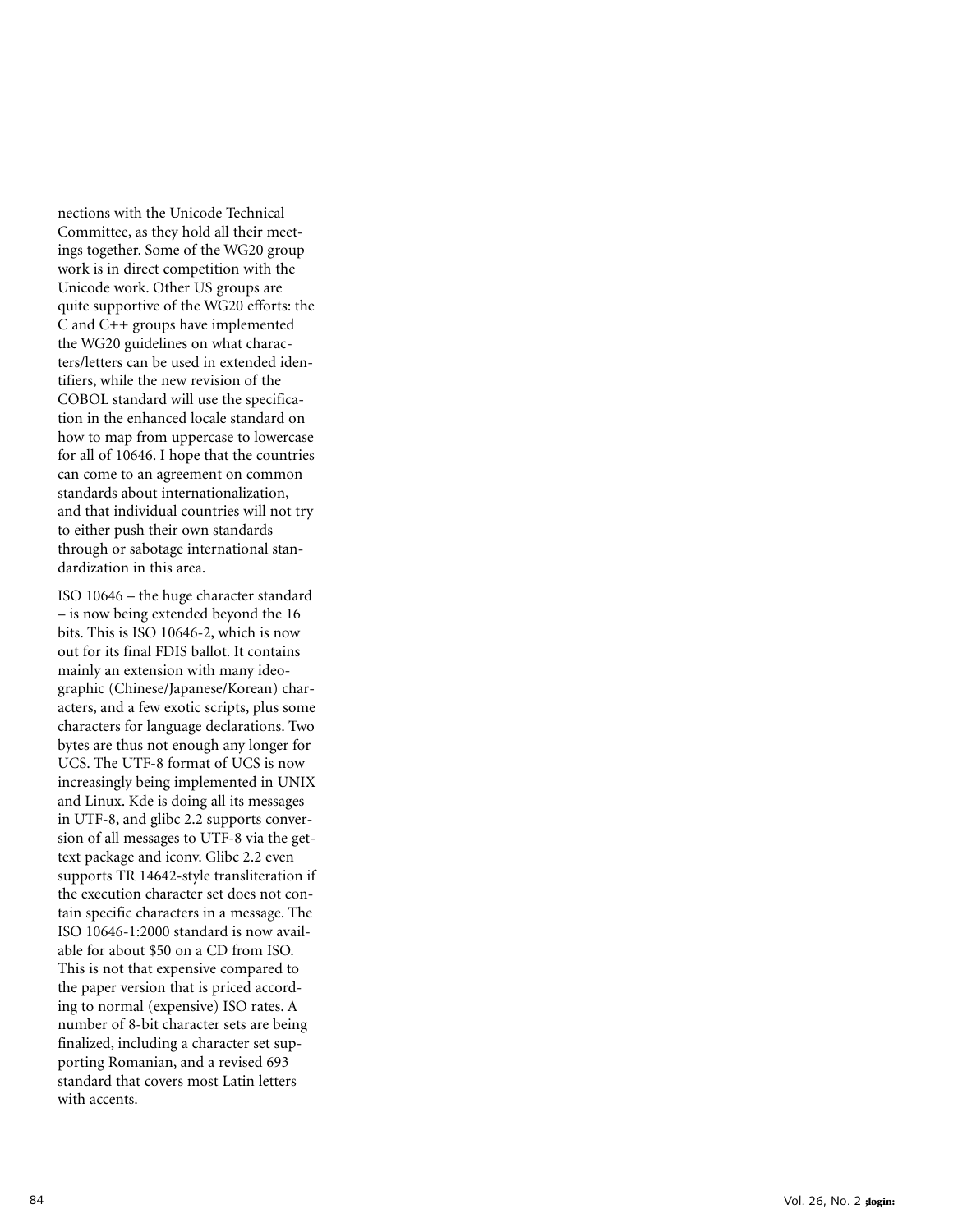nections with the Unicode Technical Committee, as they hold all their meetings together. Some of the WG20 group work is in direct competition with the Unicode work. Other US groups are quite supportive of the WG20 efforts: the C and C++ groups have implemented the WG20 guidelines on what characters/letters can be used in extended identifiers, while the new revision of the COBOL standard will use the specification in the enhanced locale standard on how to map from uppercase to lowercase for all of 10646. I hope that the countries can come to an agreement on common standards about internationalization, and that individual countries will not try to either push their own standards through or sabotage international standardization in this area.

ISO 10646 – the huge character standard – is now being extended beyond the 16 bits. This is ISO 10646-2, which is now out for its final FDIS ballot. It contains mainly an extension with many ideographic (Chinese/Japanese/Korean) characters, and a few exotic scripts, plus some characters for language declarations. Two bytes are thus not enough any longer for UCS. The UTF-8 format of UCS is now increasingly being implemented in UNIX and Linux. Kde is doing all its messages in UTF-8, and glibc 2.2 supports conversion of all messages to UTF-8 via the gettext package and iconv. Glibc 2.2 even supports TR 14642-style transliteration if the execution character set does not contain specific characters in a message. The ISO 10646-1:2000 standard is now available for about $50 on a CD from ISO. This is not that expensive compared to the paper version that is priced according to normal (expensive) ISO rates. A number of 8-bit character sets are being finalized, including a character set supporting Romanian, and a revised 693 standard that covers most Latin letters with accents.